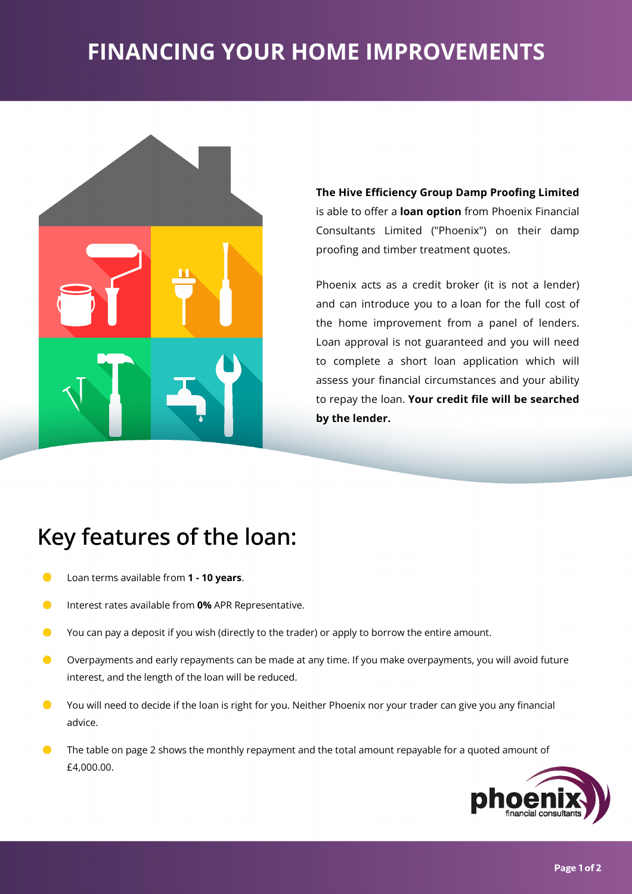# FINANCING YOUR HOME IMPROVEMENTS

**The Hive Efficiency Group Damp Proofing Limited** is able to offer a **loan option** from Phoenix Financial Consultants Limited ("Phoenix") on their damp proofing and timber treatment quotes.

Phoenix acts as a credit broker (it is not a lender) and can introduce you to a loan for the full cost of the home improvement from a panel of lenders. Loan approval is not guaranteed and you will need to complete a short loan application which will assess your financial circumstances and your ability to repay the loan. **Your credit file will be searched by the lender.**

## Key features of the loan:

- Loan terms available from **1 - 10 years**.
- Interest rates available from **0%** APR Representative.
- You can pay a deposit if you wish (directly to the trader) or apply to borrow the entire amount.
- Overpayments and early repayments can be made at any time. If you make overpayments, you will avoid future interest, and the length of the loan will be reduced.
- You will need to decide if the loan is right for you. Neither Phoenix nor your trader can give you any financial advice.
- The table on page 2 shows the monthly repayment and the total amount repayable for a quoted amount of £4,000.00.

phoenix financial consultants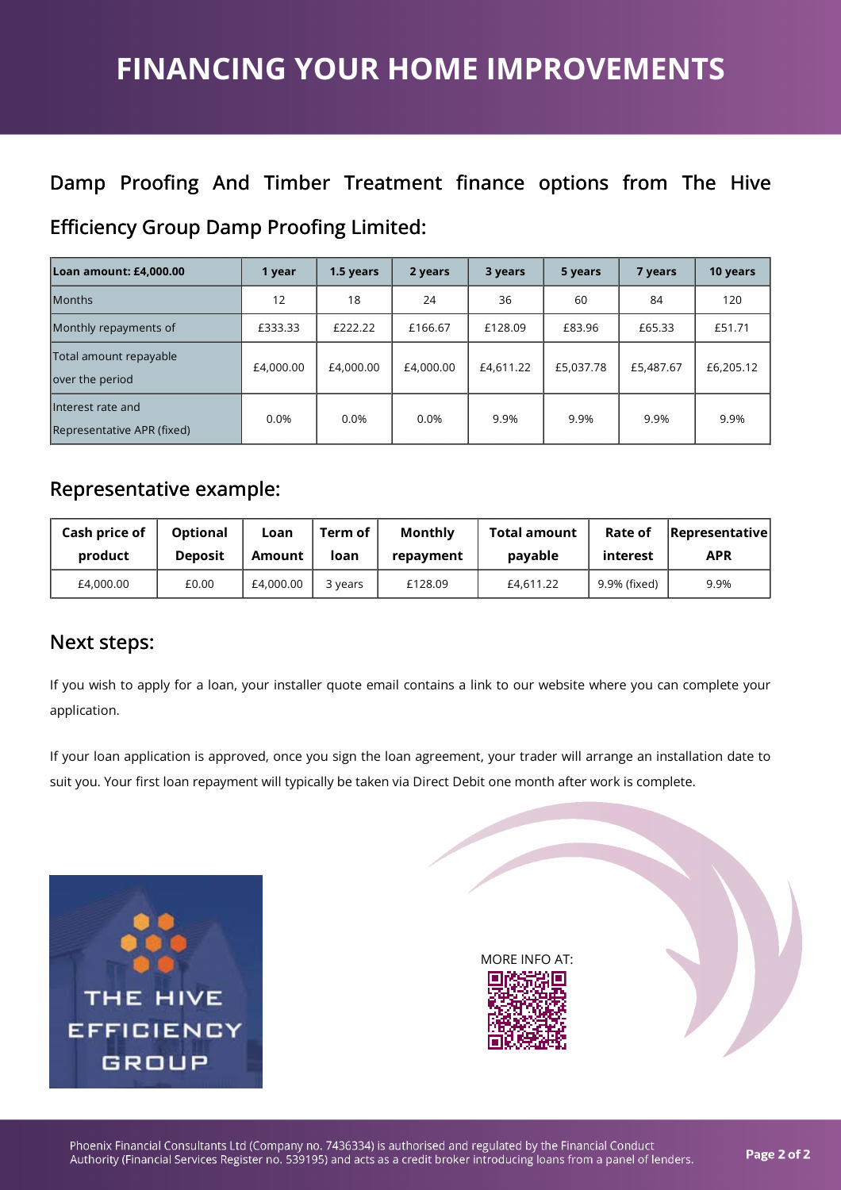# FINANCING YOUR HOME IMPROVEMENTS

## Damp Proofing And Timber Treatment finance options from The Hive Efficiency Group Damp Proofing Limited:

| Loan amount: £4,000.00 | 1 year | 1.5 years | 2 years | 3 years | 5 years | 7 years | 10 years |
|---|---|---|---|---|---|---|---|
| Months | 12 | 18 | 24 | 36 | 60 | 84 | 120 |
| Monthly repayments of | £333.33 | £222.22 | £166.67 | £128.09 | £83.96 | £65.33 | £51.71 |
| Total amount repayable over the period | £4,000.00 | £4,000.00 | £4,000.00 | £4,611.22 | £5,037.78 | £5,487.67 | £6,205.12 |
| Interest rate and Representative APR (fixed) | 0.0% | 0.0% | 0.0% | 9.9% | 9.9% | 9.9% | 9.9% |

## Representative example:

| Cash price of product | Optional Deposit | Loan Amount | Term of loan | Monthly repayment | Total amount payable | Rate of interest | Representative APR |
|---|---|---|---|---|---|---|---|
| £4,000.00 | £0.00 | £4,000.00 | 3 years | £128.09 | £4,611.22 | 9.9% (fixed) | 9.9% |

## Next steps:

If you wish to apply for a loan, your installer quote email contains a link to our website where you can complete your application.

If your loan application is approved, once you sign the loan agreement, your trader will arrange an installation date to suit you. Your first loan repayment will typically be taken via Direct Debit one month after work is complete.

THE HIVE EFFICIENCY GROUP

MORE INFO AT:

Phoenix Financial Consultants Ltd (Company no. 7436334) is authorised and regulated by the Financial Conduct Authority (Financial Services Register no. 539195) and acts as a credit broker introducing loans from a panel of lenders.